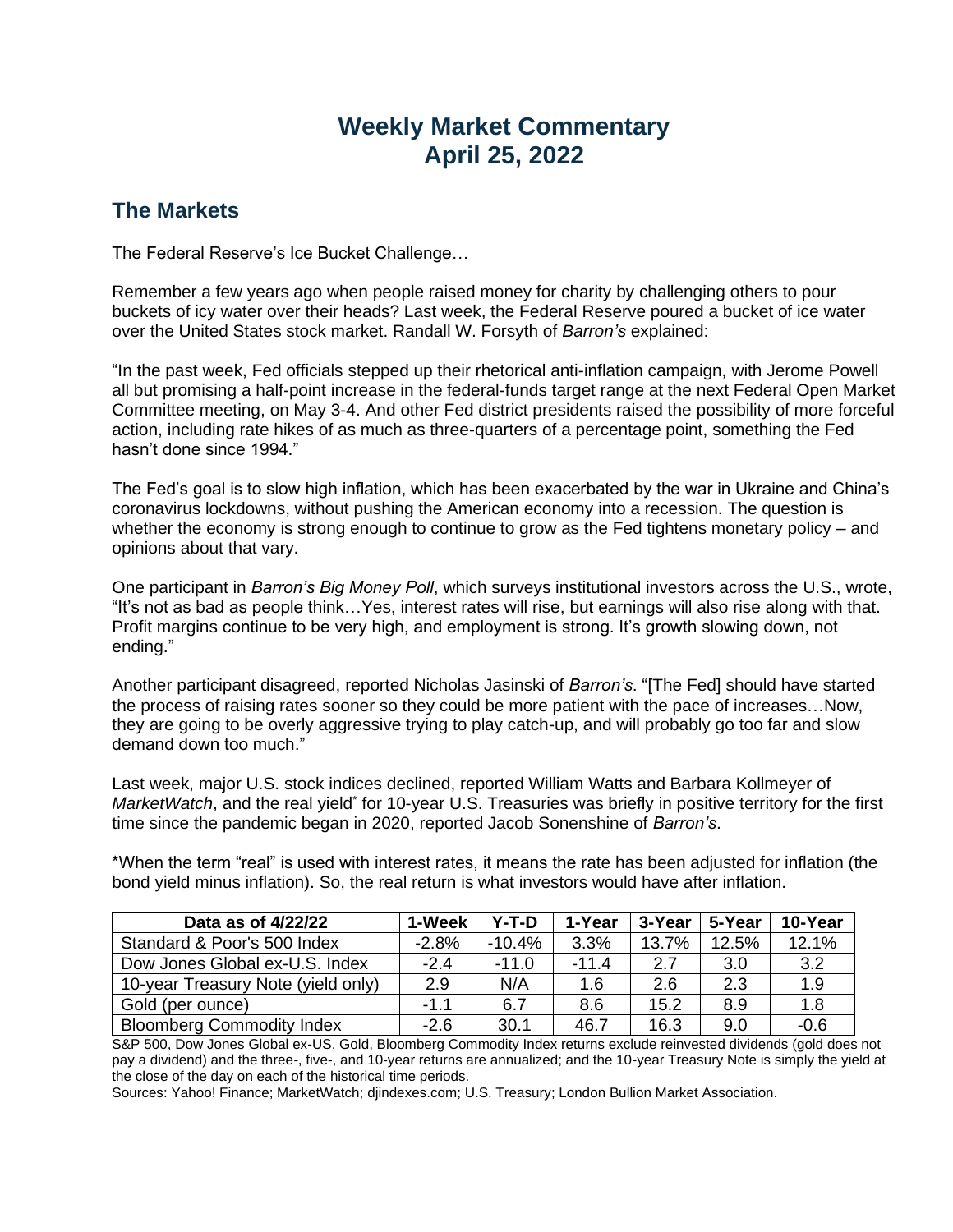# Weekly Market Commentary
# April 25, 2022

## The Markets

The Federal Reserve's Ice Bucket Challenge…

Remember a few years ago when people raised money for charity by challenging others to pour buckets of icy water over their heads? Last week, the Federal Reserve poured a bucket of ice water over the United States stock market. Randall W. Forsyth of *Barron's* explained:

"In the past week, Fed officials stepped up their rhetorical anti-inflation campaign, with Jerome Powell all but promising a half-point increase in the federal-funds target range at the next Federal Open Market Committee meeting, on May 3-4. And other Fed district presidents raised the possibility of more forceful action, including rate hikes of as much as three-quarters of a percentage point, something the Fed hasn't done since 1994."

The Fed's goal is to slow high inflation, which has been exacerbated by the war in Ukraine and China's coronavirus lockdowns, without pushing the American economy into a recession. The question is whether the economy is strong enough to continue to grow as the Fed tightens monetary policy – and opinions about that vary.

One participant in *Barron's Big Money Poll*, which surveys institutional investors across the U.S., wrote, "It's not as bad as people think…Yes, interest rates will rise, but earnings will also rise along with that. Profit margins continue to be very high, and employment is strong. It's growth slowing down, not ending."

Another participant disagreed, reported Nicholas Jasinski of *Barron's*. "[The Fed] should have started the process of raising rates sooner so they could be more patient with the pace of increases…Now, they are going to be overly aggressive trying to play catch-up, and will probably go too far and slow demand down too much."

Last week, major U.S. stock indices declined, reported William Watts and Barbara Kollmeyer of *MarketWatch*, and the real yield* for 10-year U.S. Treasuries was briefly in positive territory for the first time since the pandemic began in 2020, reported Jacob Sonenshine of *Barron's*.

*When the term "real" is used with interest rates, it means the rate has been adjusted for inflation (the bond yield minus inflation). So, the real return is what investors would have after inflation.

| Data as of 4/22/22 | 1-Week | Y-T-D | 1-Year | 3-Year | 5-Year | 10-Year |
|---|---|---|---|---|---|---|
| Standard & Poor's 500 Index | -2.8% | -10.4% | 3.3% | 13.7% | 12.5% | 12.1% |
| Dow Jones Global ex-U.S. Index | -2.4 | -11.0 | -11.4 | 2.7 | 3.0 | 3.2 |
| 10-year Treasury Note (yield only) | 2.9 | N/A | 1.6 | 2.6 | 2.3 | 1.9 |
| Gold (per ounce) | -1.1 | 6.7 | 8.6 | 15.2 | 8.9 | 1.8 |
| Bloomberg Commodity Index | -2.6 | 30.1 | 46.7 | 16.3 | 9.0 | -0.6 |

S&P 500, Dow Jones Global ex-US, Gold, Bloomberg Commodity Index returns exclude reinvested dividends (gold does not pay a dividend) and the three-, five-, and 10-year returns are annualized; and the 10-year Treasury Note is simply the yield at the close of the day on each of the historical time periods.

Sources: Yahoo! Finance; MarketWatch; djindexes.com; U.S. Treasury; London Bullion Market Association.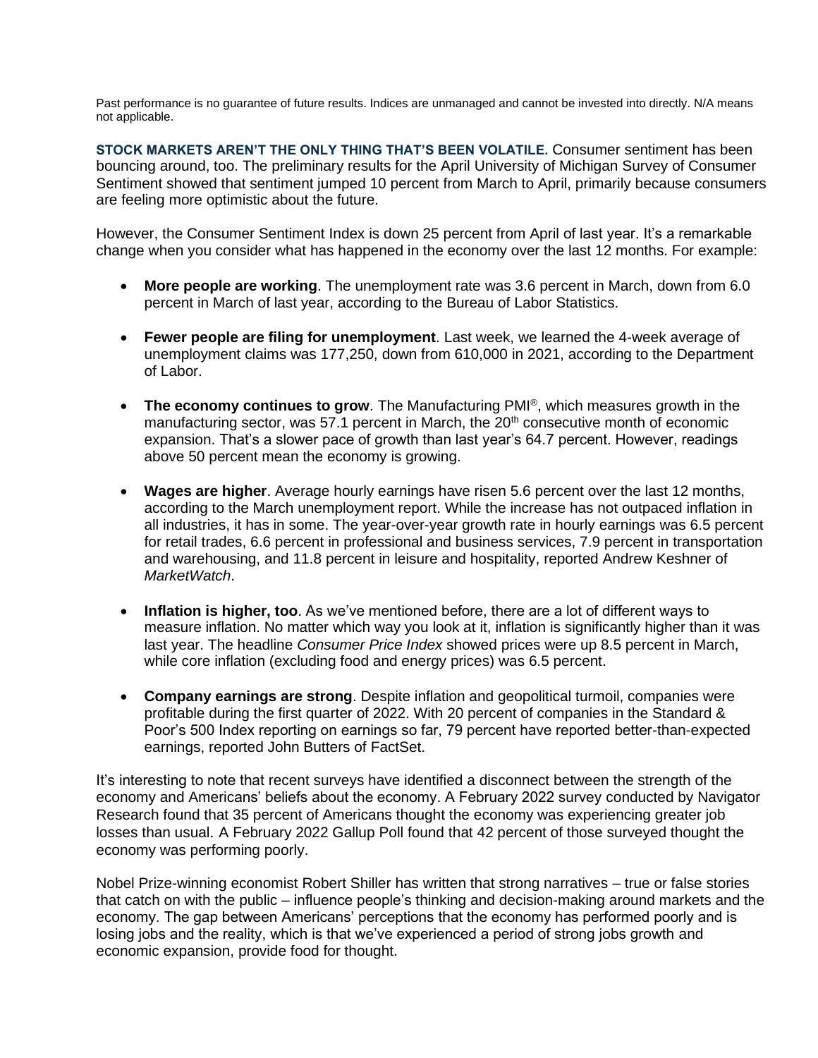Past performance is no guarantee of future results. Indices are unmanaged and cannot be invested into directly. N/A means not applicable.

**STOCK MARKETS AREN'T THE ONLY THING THAT'S BEEN VOLATILE.** Consumer sentiment has been bouncing around, too. The preliminary results for the April University of Michigan Survey of Consumer Sentiment showed that sentiment jumped 10 percent from March to April, primarily because consumers are feeling more optimistic about the future.

However, the Consumer Sentiment Index is down 25 percent from April of last year. It's a remarkable change when you consider what has happened in the economy over the last 12 months. For example:

- **More people are working**. The unemployment rate was 3.6 percent in March, down from 6.0 percent in March of last year, according to the Bureau of Labor Statistics.

- **Fewer people are filing for unemployment**. Last week, we learned the 4-week average of unemployment claims was 177,250, down from 610,000 in 2021, according to the Department of Labor.

- **The economy continues to grow**. The Manufacturing PMI®, which measures growth in the manufacturing sector, was 57.1 percent in March, the 20th consecutive month of economic expansion. That's a slower pace of growth than last year's 64.7 percent. However, readings above 50 percent mean the economy is growing.

- **Wages are higher**. Average hourly earnings have risen 5.6 percent over the last 12 months, according to the March unemployment report. While the increase has not outpaced inflation in all industries, it has in some. The year-over-year growth rate in hourly earnings was 6.5 percent for retail trades, 6.6 percent in professional and business services, 7.9 percent in transportation and warehousing, and 11.8 percent in leisure and hospitality, reported Andrew Keshner of *MarketWatch*.

- **Inflation is higher, too**. As we've mentioned before, there are a lot of different ways to measure inflation. No matter which way you look at it, inflation is significantly higher than it was last year. The headline *Consumer Price Index* showed prices were up 8.5 percent in March, while core inflation (excluding food and energy prices) was 6.5 percent.

- **Company earnings are strong**. Despite inflation and geopolitical turmoil, companies were profitable during the first quarter of 2022. With 20 percent of companies in the Standard & Poor's 500 Index reporting on earnings so far, 79 percent have reported better-than-expected earnings, reported John Butters of FactSet.

It's interesting to note that recent surveys have identified a disconnect between the strength of the economy and Americans' beliefs about the economy. A February 2022 survey conducted by Navigator Research found that 35 percent of Americans thought the economy was experiencing greater job losses than usual. A February 2022 Gallup Poll found that 42 percent of those surveyed thought the economy was performing poorly.

Nobel Prize-winning economist Robert Shiller has written that strong narratives – true or false stories that catch on with the public – influence people's thinking and decision-making around markets and the economy. The gap between Americans' perceptions that the economy has performed poorly and is losing jobs and the reality, which is that we've experienced a period of strong jobs growth and economic expansion, provide food for thought.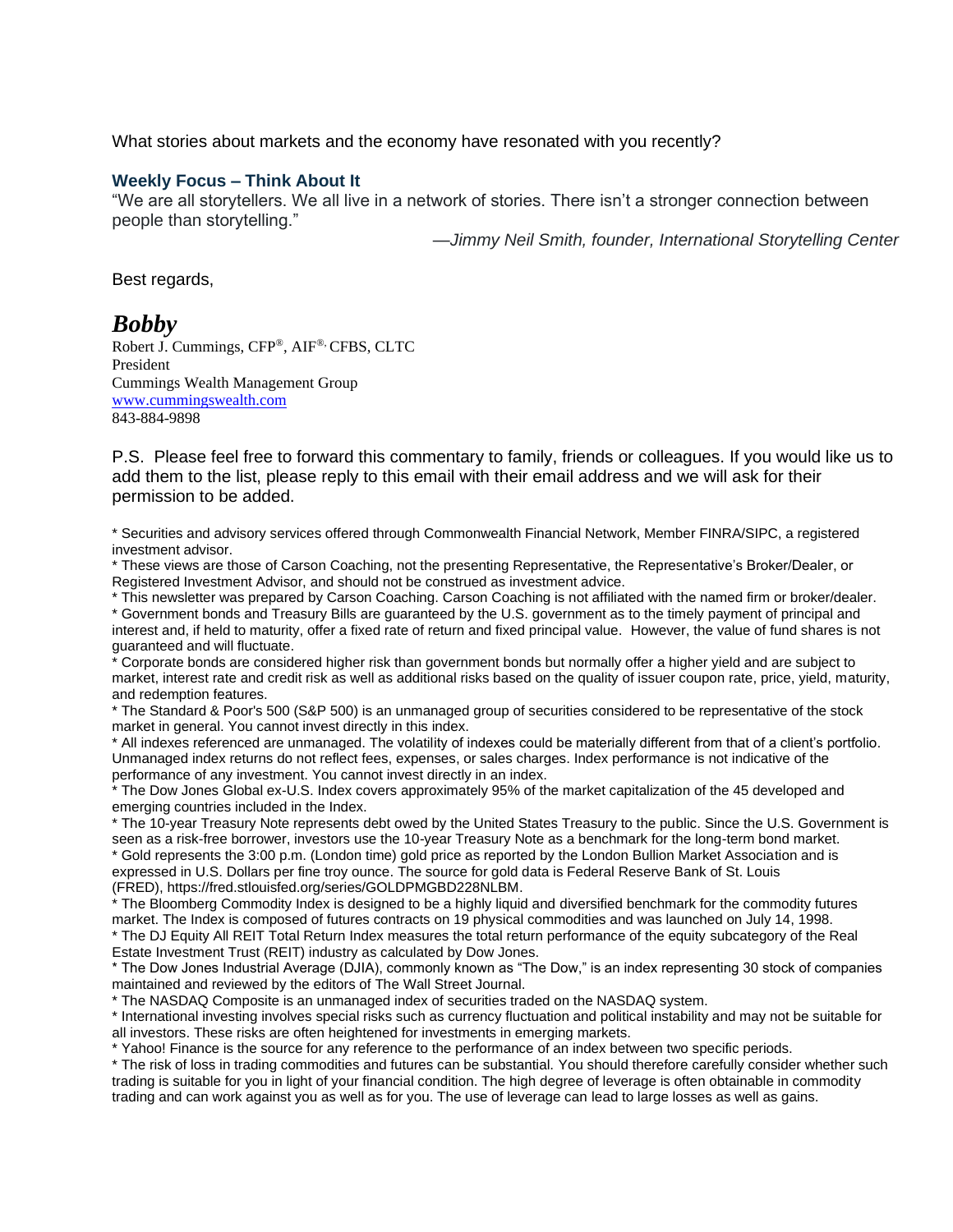What stories about markets and the economy have resonated with you recently?

### Weekly Focus – Think About It

"We are all storytellers. We all live in a network of stories. There isn't a stronger connection between people than storytelling."

*—Jimmy Neil Smith, founder, International Storytelling Center*

Best regards,

***Bobby***

Robert J. Cummings, CFP®, AIF®, CFBS, CLTC
President
Cummings Wealth Management Group
[www.cummingswealth.com](http://www.cummingswealth.com)
843-884-9898

P.S. Please feel free to forward this commentary to family, friends or colleagues. If you would like us to add them to the list, please reply to this email with their email address and we will ask for their permission to be added.

* Securities and advisory services offered through Commonwealth Financial Network, Member FINRA/SIPC, a registered investment advisor.
* These views are those of Carson Coaching, not the presenting Representative, the Representative's Broker/Dealer, or Registered Investment Advisor, and should not be construed as investment advice.
* This newsletter was prepared by Carson Coaching. Carson Coaching is not affiliated with the named firm or broker/dealer.
* Government bonds and Treasury Bills are guaranteed by the U.S. government as to the timely payment of principal and interest and, if held to maturity, offer a fixed rate of return and fixed principal value. However, the value of fund shares is not guaranteed and will fluctuate.
* Corporate bonds are considered higher risk than government bonds but normally offer a higher yield and are subject to market, interest rate and credit risk as well as additional risks based on the quality of issuer coupon rate, price, yield, maturity, and redemption features.
* The Standard & Poor's 500 (S&P 500) is an unmanaged group of securities considered to be representative of the stock market in general. You cannot invest directly in this index.
* All indexes referenced are unmanaged. The volatility of indexes could be materially different from that of a client's portfolio. Unmanaged index returns do not reflect fees, expenses, or sales charges. Index performance is not indicative of the performance of any investment. You cannot invest directly in an index.
* The Dow Jones Global ex-U.S. Index covers approximately 95% of the market capitalization of the 45 developed and emerging countries included in the Index.
* The 10-year Treasury Note represents debt owed by the United States Treasury to the public. Since the U.S. Government is seen as a risk-free borrower, investors use the 10-year Treasury Note as a benchmark for the long-term bond market.
* Gold represents the 3:00 p.m. (London time) gold price as reported by the London Bullion Market Association and is expressed in U.S. Dollars per fine troy ounce. The source for gold data is Federal Reserve Bank of St. Louis (FRED), https://fred.stlouisfed.org/series/GOLDPMGBD228NLBM.
* The Bloomberg Commodity Index is designed to be a highly liquid and diversified benchmark for the commodity futures market. The Index is composed of futures contracts on 19 physical commodities and was launched on July 14, 1998.
* The DJ Equity All REIT Total Return Index measures the total return performance of the equity subcategory of the Real Estate Investment Trust (REIT) industry as calculated by Dow Jones.
* The Dow Jones Industrial Average (DJIA), commonly known as "The Dow," is an index representing 30 stock of companies maintained and reviewed by the editors of The Wall Street Journal.
* The NASDAQ Composite is an unmanaged index of securities traded on the NASDAQ system.
* International investing involves special risks such as currency fluctuation and political instability and may not be suitable for all investors. These risks are often heightened for investments in emerging markets.
* Yahoo! Finance is the source for any reference to the performance of an index between two specific periods.
* The risk of loss in trading commodities and futures can be substantial. You should therefore carefully consider whether such trading is suitable for you in light of your financial condition. The high degree of leverage is often obtainable in commodity trading and can work against you as well as for you. The use of leverage can lead to large losses as well as gains.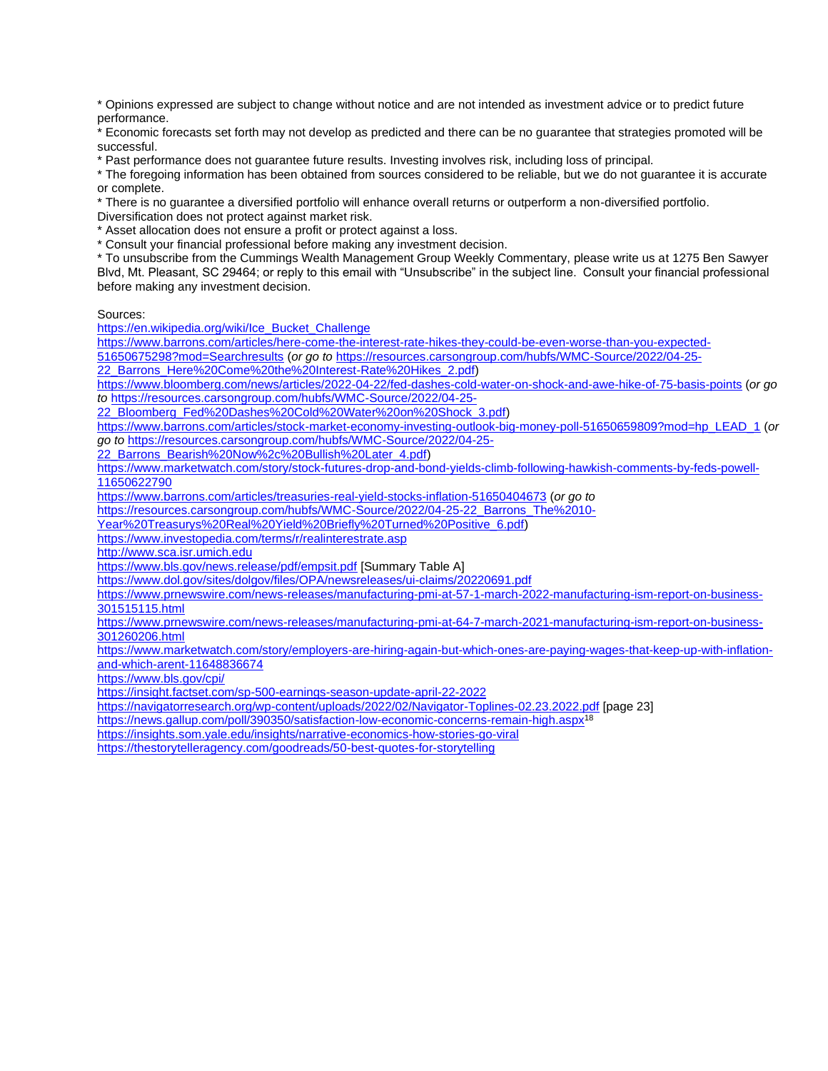* Opinions expressed are subject to change without notice and are not intended as investment advice or to predict future performance.
* Economic forecasts set forth may not develop as predicted and there can be no guarantee that strategies promoted will be successful.
* Past performance does not guarantee future results. Investing involves risk, including loss of principal.
* The foregoing information has been obtained from sources considered to be reliable, but we do not guarantee it is accurate or complete.
* There is no guarantee a diversified portfolio will enhance overall returns or outperform a non-diversified portfolio. Diversification does not protect against market risk.
* Asset allocation does not ensure a profit or protect against a loss.
* Consult your financial professional before making any investment decision.
* To unsubscribe from the Cummings Wealth Management Group Weekly Commentary, please write us at 1275 Ben Sawyer Blvd, Mt. Pleasant, SC 29464; or reply to this email with "Unsubscribe" in the subject line. Consult your financial professional before making any investment decision.

Sources:
https://en.wikipedia.org/wiki/Ice_Bucket_Challenge
https://www.barrons.com/articles/here-come-the-interest-rate-hikes-they-could-be-even-worse-than-you-expected-51650675298?mod=Searchresults (*or go to* https://resources.carsongroup.com/hubfs/WMC-Source/2022/04-25-22_Barrons_Here%20Come%20the%20Interest-Rate%20Hikes_2.pdf)
https://www.bloomberg.com/news/articles/2022-04-22/fed-dashes-cold-water-on-shock-and-awe-hike-of-75-basis-points (*or go to* https://resources.carsongroup.com/hubfs/WMC-Source/2022/04-25-22_Bloomberg_Fed%20Dashes%20Cold%20Water%20on%20Shock_3.pdf)
https://www.barrons.com/articles/stock-market-economy-investing-outlook-big-money-poll-51650659809?mod=hp_LEAD_1 (*or go to* https://resources.carsongroup.com/hubfs/WMC-Source/2022/04-25-22_Barrons_Bearish%20Now%2c%20Bullish%20Later_4.pdf)
https://www.marketwatch.com/story/stock-futures-drop-and-bond-yields-climb-following-hawkish-comments-by-feds-powell-11650622790
https://www.barrons.com/articles/treasuries-real-yield-stocks-inflation-51650404673 (*or go to* https://resources.carsongroup.com/hubfs/WMC-Source/2022/04-25-22_Barrons_The%2010-Year%20Treasurys%20Real%20Yield%20Briefly%20Turned%20Positive_6.pdf)
https://www.investopedia.com/terms/r/realinterestrate.asp
http://www.sca.isr.umich.edu
https://www.bls.gov/news.release/pdf/empsit.pdf [Summary Table A]
https://www.dol.gov/sites/dolgov/files/OPA/newsreleases/ui-claims/20220691.pdf
https://www.prnewswire.com/news-releases/manufacturing-pmi-at-57-1-march-2022-manufacturing-ism-report-on-business-301515115.html
https://www.prnewswire.com/news-releases/manufacturing-pmi-at-64-7-march-2021-manufacturing-ism-report-on-business-301260206.html
https://www.marketwatch.com/story/employers-are-hiring-again-but-which-ones-are-paying-wages-that-keep-up-with-inflation-and-which-arent-11648836674
https://www.bls.gov/cpi/
https://insight.factset.com/sp-500-earnings-season-update-april-22-2022
https://navigatorresearch.org/wp-content/uploads/2022/02/Navigator-Toplines-02.23.2022.pdf [page 23]
https://news.gallup.com/poll/390350/satisfaction-low-economic-concerns-remain-high.aspx[18]
https://insights.som.yale.edu/insights/narrative-economics-how-stories-go-viral
https://thestorytelleragency.com/goodreads/50-best-quotes-for-storytelling